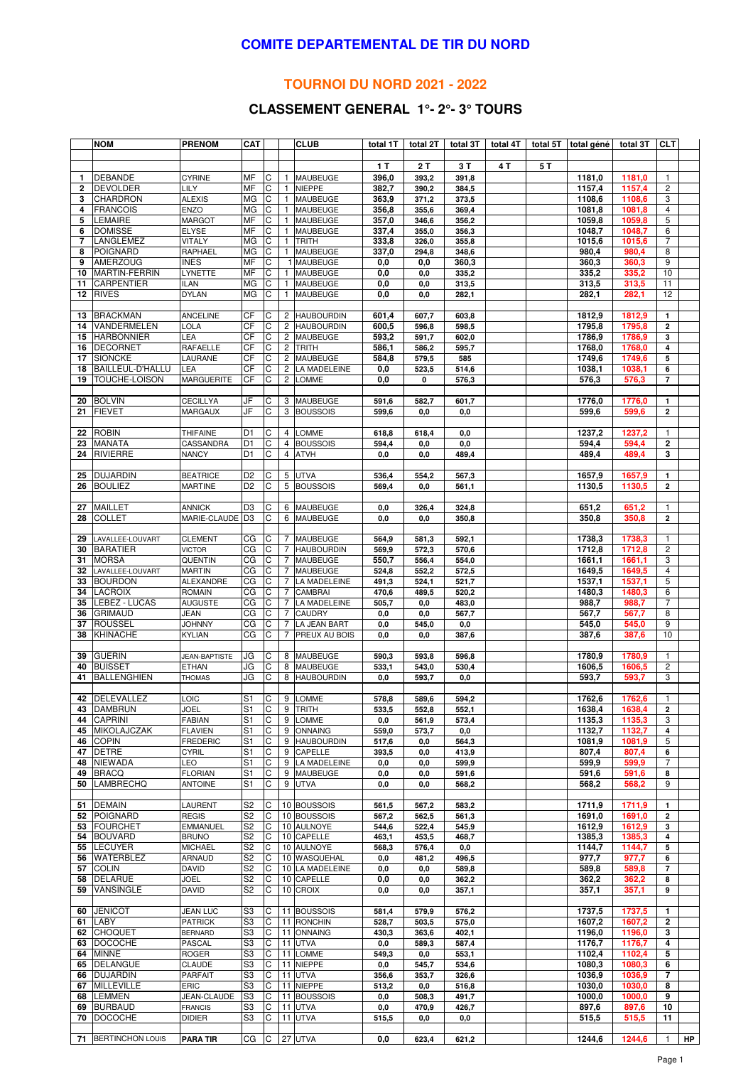# COMITE DEPARTEMENTAL DE TIR DU NORD

## TOURNOI DU NORD 2021 - 2022

### CLASSEMENT GENERAL 1°- 2°- 3° TOURS

| | NOM | PRENOM | CAT | | | CLUB | total 1T | total 2T | total 3T | total 4T | total 5T | total géné | total 3T | CLT | |
|---|---|---|---|---|---|---|---|---|---|---|---|---|---|---|---|
| | | | | | | | 1 T | 2 T | 3 T | 4 T | 5 T | | | | |
| 1 | DEBANDE | CYRINE | MF | C | 1 | MAUBEUGE | 396,0 | 393,2 | 391,8 | | | 1181,0 | 1181,0 | 1 | |
| 2 | DEVOLDER | LILY | MF | C | 1 | NIEPPE | 382,7 | 390,2 | 384,5 | | | 1157,4 | 1157,4 | 2 | |
| 3 | CHARDRON | ALEXIS | MG | C | 1 | MAUBEUGE | 363,9 | 371,2 | 373,5 | | | 1108,6 | 1108,6 | 3 | |
| 4 | FRANCOIS | ENZO | MG | C | 1 | MAUBEUGE | 356,8 | 355,6 | 369,4 | | | 1081,8 | 1081,8 | 4 | |
| 5 | LEMAIRE | MARGOT | MF | C | 1 | MAUBEUGE | 357,0 | 346,6 | 356,2 | | | 1059,8 | 1059,8 | 5 | |
| 6 | DOMISSE | ELYSE | MF | C | 1 | MAUBEUGE | 337,4 | 355,0 | 356,3 | | | 1048,7 | 1048,7 | 6 | |
| 7 | LANGLEMEZ | VITALY | MG | C | 1 | TRITH | 333,8 | 326,0 | 355,8 | | | 1015,6 | 1015,6 | 7 | |
| 8 | POIGNARD | RAPHAEL | MG | C | 1 | MAUBEUGE | 337,0 | 294,8 | 348,6 | | | 980,4 | 980,4 | 8 | |
| 9 | AMERZOUG | INES | MF | C | 1 | MAUBEUGE | 0,0 | 0,0 | 360,3 | | | 360,3 | 360,3 | 9 | |
| 10 | MARTIN-FERRIN | LYNETTE | MF | C | 1 | MAUBEUGE | 0,0 | 0,0 | 335,2 | | | 335,2 | 335,2 | 10 | |
| 11 | CARPENTIER | ILAN | MG | C | 1 | MAUBEUGE | 0,0 | 0,0 | 313,5 | | | 313,5 | 313,5 | 11 | |
| 12 | RIVES | DYLAN | MG | C | 1 | MAUBEUGE | 0,0 | 0,0 | 282,1 | | | 282,1 | 282,1 | 12 | |
| | | | | | | | | | | | | | | | |
| 13 | BRACKMAN | ANCELINE | CF | C | 2 | HAUBOURDIN | 601,4 | 607,7 | 603,8 | | | 1812,9 | 1812,9 | 1 | |
| 14 | VANDERMELEN | LOLA | CF | C | 2 | HAUBOURDIN | 600,5 | 596,8 | 598,5 | | | 1795,8 | 1795,8 | 2 | |
| 15 | HARBONNIER | LEA | CF | C | 2 | MAUBEUGE | 593,2 | 591,7 | 602,0 | | | 1786,9 | 1786,9 | 3 | |
| 16 | DECORNET | RAFAELLE | CF | C | 2 | TRITH | 586,1 | 586,2 | 595,7 | | | 1768,0 | 1768,0 | 4 | |
| 17 | SIONCKE | LAURANE | CF | C | 2 | MAUBEUGE | 584,8 | 579,5 | 585 | | | 1749,6 | 1749,6 | 5 | |
| 18 | BAILLEUL-D'HALLU | LEA | CF | C | 2 | LA MADELEINE | 0,0 | 523,5 | 514,6 | | | 1038,1 | 1038,1 | 6 | |
| 19 | TOUCHE-LOISON | MARGUERITE | CF | C | 2 | LOMME | 0,0 | 0 | 576,3 | | | 576,3 | 576,3 | 7 | |
| | | | | | | | | | | | | | | | |
| 20 | BOLVIN | CECILLYA | JF | C | 3 | MAUBEUGE | 591,6 | 582,7 | 601,7 | | | 1776,0 | 1776,0 | 1 | |
| 21 | FIEVET | MARGAUX | JF | C | 3 | BOUSSOIS | 599,6 | 0,0 | 0,0 | | | 599,6 | 599,6 | 2 | |
| | | | | | | | | | | | | | | | |
| 22 | ROBIN | THIFAINE | D1 | C | 4 | LOMME | 618,8 | 618,4 | 0,0 | | | 1237,2 | 1237,2 | 1 | |
| 23 | MANATA | CASSANDRA | D1 | C | 4 | BOUSSOIS | 594,4 | 0,0 | 0,0 | | | 594,4 | 594,4 | 2 | |
| 24 | RIVIERRE | NANCY | D1 | C | 4 | ATVH | 0,0 | 0,0 | 489,4 | | | 489,4 | 489,4 | 3 | |
| | | | | | | | | | | | | | | | |
| 25 | DUJARDIN | BEATRICE | D2 | C | 5 | UTVA | 536,4 | 554,2 | 567,3 | | | 1657,9 | 1657,9 | 1 | |
| 26 | BOULIEZ | MARTINE | D2 | C | 5 | BOUSSOIS | 569,4 | 0,0 | 561,1 | | | 1130,5 | 1130,5 | 2 | |
| | | | | | | | | | | | | | | | |
| 27 | MAILLET | ANNICK | D3 | C | 6 | MAUBEUGE | 0,0 | 326,4 | 324,8 | | | 651,2 | 651,2 | 1 | |
| 28 | COLLET | MARIE-CLAUDE | D3 | C | 6 | MAUBEUGE | 0,0 | 0,0 | 350,8 | | | 350,8 | 350,8 | 2 | |
| | | | | | | | | | | | | | | | |
| 29 | LAVALLEE-LOUVART | CLEMENT | CG | C | 7 | MAUBEUGE | 564,9 | 581,3 | 592,1 | | | 1738,3 | 1738,3 | 1 | |
| 30 | BARATIER | VICTOR | CG | C | 7 | HAUBOURDIN | 569,9 | 572,3 | 570,6 | | | 1712,8 | 1712,8 | 2 | |
| 31 | MORSA | QUENTIN | CG | C | 7 | MAUBEUGE | 550,7 | 556,4 | 554,0 | | | 1661,1 | 1661,1 | 3 | |
| 32 | LAVALLEE-LOUVART | MARTIN | CG | C | 7 | MAUBEUGE | 524,8 | 552,2 | 572,5 | | | 1649,5 | 1649,5 | 4 | |
| 33 | BOURDON | ALEXANDRE | CG | C | 7 | LA MADELEINE | 491,3 | 524,1 | 521,7 | | | 1537,1 | 1537,1 | 5 | |
| 34 | LACROIX | ROMAIN | CG | C | 7 | CAMBRAI | 470,6 | 489,5 | 520,2 | | | 1480,3 | 1480,3 | 6 | |
| 35 | LEBEZ - LUCAS | AUGUSTE | CG | C | 7 | LA MADELEINE | 505,7 | 0,0 | 483,0 | | | 988,7 | 988,7 | 7 | |
| 36 | GRIMAUD | JEAN | CG | C | 7 | CAUDRY | 0,0 | 0,0 | 567,7 | | | 567,7 | 567,7 | 8 | |
| 37 | ROUSSEL | JOHNNY | CG | C | 7 | LA JEAN BART | 0,0 | 545,0 | 0,0 | | | 545,0 | 545,0 | 9 | |
| 38 | KHINACHE | KYLIAN | CG | C | 7 | PREUX AU BOIS | 0,0 | 0,0 | 387,6 | | | 387,6 | 387,6 | 10 | |
| | | | | | | | | | | | | | | | |
| 39 | GUERIN | JEAN-BAPTISTE | JG | C | 8 | MAUBEUGE | 590,3 | 593,8 | 596,8 | | | 1780,9 | 1780,9 | 1 | |
| 40 | BUISSET | ETHAN | JG | C | 8 | MAUBEUGE | 533,1 | 543,0 | 530,4 | | | 1606,5 | 1606,5 | 2 | |
| 41 | BALLENGHIEN | THOMAS | JG | C | 8 | HAUBOURDIN | 0,0 | 593,7 | 0,0 | | | 593,7 | 593,7 | 3 | |
| | | | | | | | | | | | | | | | |
| 42 | DELEVALLEZ | LOIC | S1 | C | 9 | LOMME | 578,8 | 589,6 | 594,2 | | | 1762,6 | 1762,6 | 1 | |
| 43 | DAMBRUN | JOEL | S1 | C | 9 | TRITH | 533,5 | 552,8 | 552,1 | | | 1638,4 | 1638,4 | 2 | |
| 44 | CAPRINI | FABIAN | S1 | C | 9 | LOMME | 0,0 | 561,9 | 573,4 | | | 1135,3 | 1135,3 | 3 | |
| 45 | MIKOLAJCZAK | FLAVIEN | S1 | C | 9 | ONNAING | 559,0 | 573,7 | 0,0 | | | 1132,7 | 1132,7 | 4 | |
| 46 | COPIN | FREDERIC | S1 | C | 9 | HAUBOURDIN | 517,6 | 0,0 | 564,3 | | | 1081,9 | 1081,9 | 5 | |
| 47 | DETRE | CYRIL | S1 | C | 9 | CAPELLE | 393,5 | 0,0 | 413,9 | | | 807,4 | 807,4 | 6 | |
| 48 | NIEWADA | LEO | S1 | C | 9 | LA MADELEINE | 0,0 | 0,0 | 599,9 | | | 599,9 | 599,9 | 7 | |
| 49 | BRACQ | FLORIAN | S1 | C | 9 | MAUBEUGE | 0,0 | 0,0 | 591,6 | | | 591,6 | 591,6 | 8 | |
| 50 | LAMBRECHQ | ANTOINE | S1 | C | 9 | UTVA | 0,0 | 0,0 | 568,2 | | | 568,2 | 568,2 | 9 | |
| | | | | | | | | | | | | | | | |
| 51 | DEMAIN | LAURENT | S2 | C | 10 | BOUSSOIS | 561,5 | 567,2 | 583,2 | | | 1711,9 | 1711,9 | 1 | |
| 52 | POIGNARD | REGIS | S2 | C | 10 | BOUSSOIS | 567,2 | 562,5 | 561,3 | | | 1691,0 | 1691,0 | 2 | |
| 53 | FOURCHET | EMMANUEL | S2 | C | 10 | AULNOYE | 544,6 | 522,4 | 545,9 | | | 1612,9 | 1612,9 | 3 | |
| 54 | BOUVARD | BRUNO | S2 | C | 10 | CAPELLE | 463,1 | 453,5 | 468,7 | | | 1385,3 | 1385,3 | 4 | |
| 55 | LECUYER | MICHAEL | S2 | C | 10 | AULNOYE | 568,3 | 576,4 | 0,0 | | | 1144,7 | 1144,7 | 5 | |
| 56 | WATERBLEZ | ARNAUD | S2 | C | 10 | WASQUEHAL | 0,0 | 481,2 | 496,5 | | | 977,7 | 977,7 | 6 | |
| 57 | COLIN | DAVID | S2 | C | 10 | LA MADELEINE | 0,0 | 0,0 | 589,8 | | | 589,8 | 589,8 | 7 | |
| 58 | DELARUE | JOEL | S2 | C | 10 | CAPELLE | 0,0 | 0,0 | 362,2 | | | 362,2 | 362,2 | 8 | |
| 59 | VANSINGLE | DAVID | S2 | C | 10 | CROIX | 0,0 | 0,0 | 357,1 | | | 357,1 | 357,1 | 9 | |
| | | | | | | | | | | | | | | | |
| 60 | JENICOT | JEAN LUC | S3 | C | 11 | BOUSSOIS | 581,4 | 579,9 | 576,2 | | | 1737,5 | 1737,5 | 1 | |
| 61 | LABY | PATRICK | S3 | C | 11 | RONCHIN | 528,7 | 503,5 | 575,0 | | | 1607,2 | 1607,2 | 2 | |
| 62 | CHOQUET | BERNARD | S3 | C | 11 | ONNAING | 430,3 | 363,6 | 402,1 | | | 1196,0 | 1196,0 | 3 | |
| 63 | DOCOCHE | PASCAL | S3 | C | 11 | UTVA | 0,0 | 589,3 | 587,4 | | | 1176,7 | 1176,7 | 4 | |
| 64 | MINNE | ROGER | S3 | C | 11 | LOMME | 549,3 | 0,0 | 553,1 | | | 1102,4 | 1102,4 | 5 | |
| 65 | DELANGUE | CLAUDE | S3 | C | 11 | NIEPPE | 0,0 | 545,7 | 534,6 | | | 1080,3 | 1080,3 | 6 | |
| 66 | DUJARDIN | PARFAIT | S3 | C | 11 | UTVA | 356,6 | 353,7 | 326,6 | | | 1036,9 | 1036,9 | 7 | |
| 67 | MILLEVILLE | ERIC | S3 | C | 11 | NIEPPE | 513,2 | 0,0 | 516,8 | | | 1030,0 | 1030,0 | 8 | |
| 68 | LEMMEN | JEAN-CLAUDE | S3 | C | 11 | BOUSSOIS | 0,0 | 508,3 | 491,7 | | | 1000,0 | 1000,0 | 9 | |
| 69 | BURBAUD | FRANCIS | S3 | C | 11 | UTVA | 0,0 | 470,9 | 426,7 | | | 897,6 | 897,6 | 10 | |
| 70 | DOCOCHE | DIDIER | S3 | C | 11 | UTVA | 515,5 | 0,0 | 0,0 | | | 515,5 | 515,5 | 11 | |
| | | | | | | | | | | | | | | | |
| 71 | BERTINCHON LOUIS | PARA TIR | CG | C | 27 | UTVA | 0,0 | 623,4 | 621,2 | | | 1244,6 | 1244,6 | 1 | HP |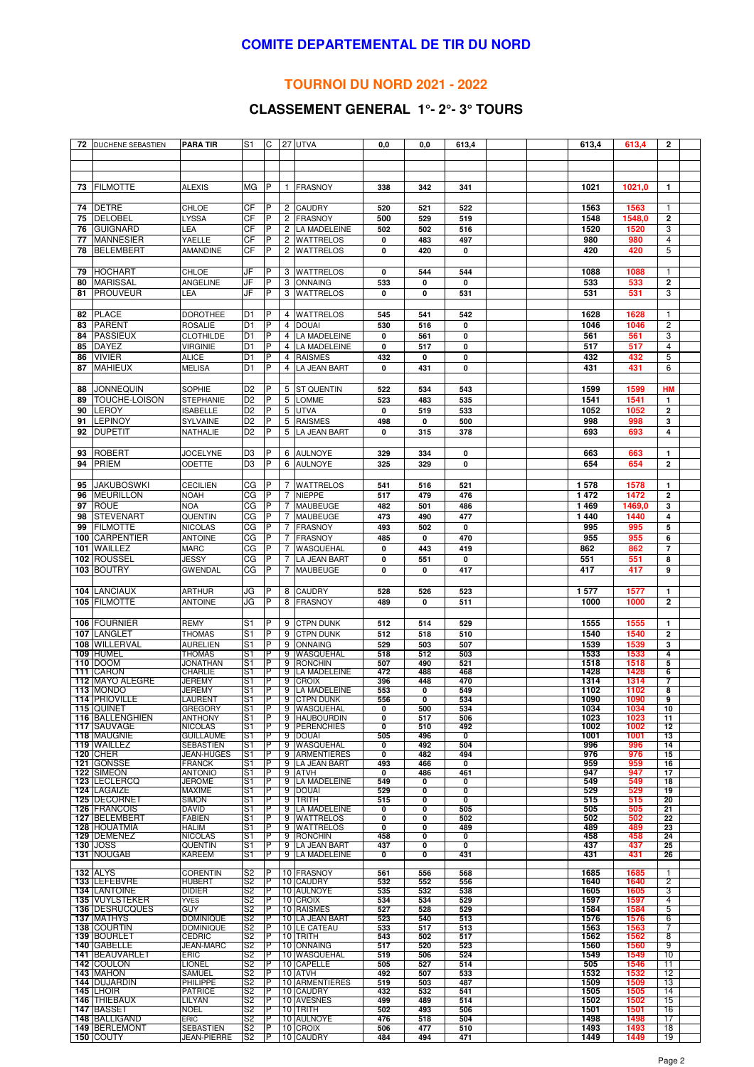## COMITE DEPARTEMENTAL DE TIR DU NORD

### TOURNOI DU NORD 2021 - 2022

### CLASSEMENT GENERAL 1°- 2°- 3° TOURS

| | | | | | | | | | | | | | | | |
|---|---|---|---|---|---|---|---|---|---|---|---|---|---|---|---|
| 72 | DUCHENE SEBASTIEN | PARA TIR | S1 | C | 27 | UTVA | 0,0 | 0,0 | 613,4 | | | 613,4 | 613,4 | 2 | |
| | | | | | | | | | | | | | | | |
| 73 | FILMOTTE | ALEXIS | MG | P | 1 | FRASNOY | 338 | 342 | 341 | | | 1021 | 1021,0 | 1 | |
| | | | | | | | | | | | | | | | |
| 74 | DETRE | CHLOE | CF | P | 2 | CAUDRY | 520 | 521 | 522 | | | 1563 | 1563 | 1 | |
| 75 | DELOBEL | LYSSA | CF | P | 2 | FRASNOY | 500 | 529 | 519 | | | 1548 | 1548,0 | 2 | |
| 76 | GUIGNARD | LEA | CF | P | 2 | LA MADELEINE | 502 | 502 | 516 | | | 1520 | 1520 | 3 | |
| 77 | MANNESIER | YAELLE | CF | P | 2 | WATTRELOS | 0 | 483 | 497 | | | 980 | 980 | 4 | |
| 78 | BELEMBERT | AMANDINE | CF | P | 2 | WATTRELOS | 0 | 420 | 0 | | | 420 | 420 | 5 | |
| | | | | | | | | | | | | | | | |
| 79 | HOCHART | CHLOE | JF | P | 3 | WATTRELOS | 0 | 544 | 544 | | | 1088 | 1088 | 1 | |
| 80 | MARISSAL | ANGELINE | JF | P | 3 | ONNAING | 533 | 0 | 0 | | | 533 | 533 | 2 | |
| 81 | PROUVEUR | LEA | JF | P | 3 | WATTRELOS | 0 | 0 | 531 | | | 531 | 531 | 3 | |
| | | | | | | | | | | | | | | | |
| 82 | PLACE | DOROTHEE | D1 | P | 4 | WATTRELOS | 545 | 541 | 542 | | | 1628 | 1628 | 1 | |
| 83 | PARENT | ROSALIE | D1 | P | 4 | DOUAI | 530 | 516 | 0 | | | 1046 | 1046 | 2 | |
| 84 | PASSIEUX | CLOTHILDE | D1 | P | 4 | LA MADELEINE | 0 | 561 | 0 | | | 561 | 561 | 3 | |
| 85 | DAYEZ | VIRGINIE | D1 | P | 4 | LA MADELEINE | 0 | 517 | 0 | | | 517 | 517 | 4 | |
| 86 | VIVIER | ALICE | D1 | P | 4 | RAISMES | 432 | 0 | 0 | | | 432 | 432 | 5 | |
| 87 | MAHIEUX | MELISA | D1 | P | 4 | LA JEAN BART | 0 | 431 | 0 | | | 431 | 431 | 6 | |
| | | | | | | | | | | | | | | | |
| 88 | JONNEQUIN | SOPHIE | D2 | P | 5 | ST QUENTIN | 522 | 534 | 543 | | | 1599 | 1599 | HM | |
| 89 | TOUCHE-LOISON | STEPHANIE | D2 | P | 5 | LOMME | 523 | 483 | 535 | | | 1541 | 1541 | 1 | |
| 90 | LEROY | ISABELLE | D2 | P | 5 | UTVA | 0 | 519 | 533 | | | 1052 | 1052 | 2 | |
| 91 | LEPINOY | SYLVAINE | D2 | P | 5 | RAISMES | 498 | 0 | 500 | | | 998 | 998 | 3 | |
| 92 | DUPETIT | NATHALIE | D2 | P | 5 | LA JEAN BART | 0 | 315 | 378 | | | 693 | 693 | 4 | |
| | | | | | | | | | | | | | | | |
| 93 | ROBERT | JOCELYNE | D3 | P | 6 | AULNOYE | 329 | 334 | 0 | | | 663 | 663 | 1 | |
| 94 | PRIEM | ODETTE | D3 | P | 6 | AULNOYE | 325 | 329 | 0 | | | 654 | 654 | 2 | |
| | | | | | | | | | | | | | | | |
| 95 | JAKUBOSWKI | CECILIEN | CG | P | 7 | WATTRELOS | 541 | 516 | 521 | | | 1 578 | 1578 | 1 | |
| 96 | MEURILLON | NOAH | CG | P | 7 | NIEPPE | 517 | 479 | 476 | | | 1 472 | 1472 | 2 | |
| 97 | ROUE | NOA | CG | P | 7 | MAUBEUGE | 482 | 501 | 486 | | | 1 469 | 1469,0 | 3 | |
| 98 | STEVENART | QUENTIN | CG | P | 7 | MAUBEUGE | 473 | 490 | 477 | | | 1 440 | 1440 | 4 | |
| 99 | FILMOTTE | NICOLAS | CG | P | 7 | FRASNOY | 493 | 502 | 0 | | | 995 | 995 | 5 | |
| 100 | CARPENTIER | ANTOINE | CG | P | 7 | FRASNOY | 485 | 0 | 470 | | | 955 | 955 | 6 | |
| 101 | WAILLEZ | MARC | CG | P | 7 | WASQUEHAL | 0 | 443 | 419 | | | 862 | 862 | 7 | |
| 102 | ROUSSEL | JESSY | CG | P | 7 | LA JEAN BART | 0 | 551 | 0 | | | 551 | 551 | 8 | |
| 103 | BOUTRY | GWENDAL | CG | P | 7 | MAUBEUGE | 0 | 0 | 417 | | | 417 | 417 | 9 | |
| | | | | | | | | | | | | | | | |
| 104 | LANCIAUX | ARTHUR | JG | P | 8 | CAUDRY | 528 | 526 | 523 | | | 1 577 | 1577 | 1 | |
| 105 | FILMOTTE | ANTOINE | JG | P | 8 | FRASNOY | 489 | 0 | 511 | | | 1000 | 1000 | 2 | |
| | | | | | | | | | | | | | | | |
| 106 | FOURNIER | REMY | S1 | P | 9 | CTPN DUNK | 512 | 514 | 529 | | | 1555 | 1555 | 1 | |
| 107 | LANGLET | THOMAS | S1 | P | 9 | CTPN DUNK | 512 | 518 | 510 | | | 1540 | 1540 | 2 | |
| 108 | WILLERVAL | AURELIEN | S1 | P | 9 | ONNAING | 529 | 503 | 507 | | | 1539 | 1539 | 3 | |
| 109 | HUMEL | THOMAS | S1 | P | 9 | WASQUEHAL | 518 | 512 | 503 | | | 1533 | 1533 | 4 | |
| 110 | DOOM | JONATHAN | S1 | P | 9 | RONCHIN | 507 | 490 | 521 | | | 1518 | 1518 | 5 | |
| 111 | CARON | CHARLIE | S1 | P | 9 | LA MADELEINE | 472 | 488 | 468 | | | 1428 | 1428 | 6 | |
| 112 | MAYO ALEGRE | JEREMY | S1 | P | 9 | CROIX | 396 | 448 | 470 | | | 1314 | 1314 | 7 | |
| 113 | MONDO | JEREMY | S1 | P | 9 | LA MADELEINE | 553 | 0 | 549 | | | 1102 | 1102 | 8 | |
| 114 | PRIOVILLE | LAURENT | S1 | P | 9 | CTPN DUNK | 556 | 0 | 534 | | | 1090 | 1090 | 9 | |
| 115 | QUINET | GREGORY | S1 | P | 9 | WASQUEHAL | 0 | 500 | 534 | | | 1034 | 1034 | 10 | |
| 116 | BALLENGHIEN | ANTHONY | S1 | P | 9 | HAUBOURDIN | 0 | 517 | 506 | | | 1023 | 1023 | 11 | |
| 117 | SAUVAGE | NICOLAS | S1 | P | 9 | PERENCHIES | 0 | 510 | 492 | | | 1002 | 1002 | 12 | |
| 118 | MAUGNIE | GUILLAUME | S1 | P | 9 | DOUAI | 505 | 496 | 0 | | | 1001 | 1001 | 13 | |
| 119 | WAILLEZ | SEBASTIEN | S1 | P | 9 | WASQUEHAL | 0 | 492 | 504 | | | 996 | 996 | 14 | |
| 120 | CHER | JEAN-HUGES | S1 | P | 9 | ARMENTIERES | 0 | 482 | 494 | | | 976 | 976 | 15 | |
| 121 | GONSSE | FRANCK | S1 | P | 9 | LA JEAN BART | 493 | 466 | 0 | | | 959 | 959 | 16 | |
| 122 | SIMEON | ANTONIO | S1 | P | 9 | ATVH | 0 | 486 | 461 | | | 947 | 947 | 17 | |
| 123 | LECLERCQ | JEROME | S1 | P | 9 | LA MADELEINE | 549 | 0 | 0 | | | 549 | 549 | 18 | |
| 124 | LAGAIZE | MAXIME | S1 | P | 9 | DOUAI | 529 | 0 | 0 | | | 529 | 529 | 19 | |
| 125 | DECORNET | SIMON | S1 | P | 9 | TRITH | 515 | 0 | 0 | | | 515 | 515 | 20 | |
| 126 | FRANCOIS | DAVID | S1 | P | 9 | LA MADELEINE | 0 | 0 | 505 | | | 505 | 505 | 21 | |
| 127 | BELEMBERT | FABIEN | S1 | P | 9 | WATTRELOS | 0 | 0 | 502 | | | 502 | 502 | 22 | |
| 128 | HOUATMIA | HALIM | S1 | P | 9 | WATTRELOS | 0 | 0 | 489 | | | 489 | 489 | 23 | |
| 129 | DEMENEZ | NICOLAS | S1 | P | 9 | RONCHIN | 458 | 0 | 0 | | | 458 | 458 | 24 | |
| 130 | JOSS | QUENTIN | S1 | P | 9 | LA JEAN BART | 437 | 0 | 0 | | | 437 | 437 | 25 | |
| 131 | NOUGAB | KAREEM | S1 | P | 9 | LA MADELEINE | 0 | 0 | 431 | | | 431 | 431 | 26 | |
| | | | | | | | | | | | | | | | |
| 132 | ALYS | CORENTIN | S2 | P | 10 | FRASNOY | 561 | 556 | 568 | | | 1685 | 1685 | 1 | |
| 133 | LEFEBVRE | HUBERT | S2 | P | 10 | CAUDRY | 532 | 552 | 556 | | | 1640 | 1640 | 2 | |
| 134 | LANTOINE | DIDIER | S2 | P | 10 | AULNOYE | 535 | 532 | 538 | | | 1605 | 1605 | 3 | |
| 135 | VUYLSTEKER | YVES | S2 | P | 10 | CROIX | 534 | 534 | 529 | | | 1597 | 1597 | 4 | |
| 136 | DESRUCQUES | GUY | S2 | P | 10 | RAISMES | 527 | 528 | 529 | | | 1584 | 1584 | 5 | |
| 137 | MATHYS | DOMINIQUE | S2 | P | 10 | LA JEAN BART | 523 | 540 | 513 | | | 1576 | 1576 | 6 | |
| 138 | COURTIN | DOMINIQUE | S2 | P | 10 | LE CATEAU | 533 | 517 | 513 | | | 1563 | 1563 | 7 | |
| 139 | BOURLET | CEDRIC | S2 | P | 10 | TRITH | 543 | 502 | 517 | | | 1562 | 1562 | 8 | |
| 140 | GABELLE | JEAN-MARC | S2 | P | 10 | ONNAING | 517 | 520 | 523 | | | 1560 | 1560 | 9 | |
| 141 | BEAUVARLET | ERIC | S2 | P | 10 | WASQUEHAL | 519 | 506 | 524 | | | 1549 | 1549 | 10 | |
| 142 | COULON | LIONEL | S2 | P | 10 | CAPELLE | 505 | 527 | 514 | | | 505 | 1546 | 11 | |
| 143 | MAHON | SAMUEL | S2 | P | 10 | ATVH | 492 | 507 | 533 | | | 1532 | 1532 | 12 | |
| 144 | DUJARDIN | PHILIPPE | S2 | P | 10 | ARMENTIERES | 519 | 503 | 487 | | | 1509 | 1509 | 13 | |
| 145 | LHOIR | PATRICE | S2 | P | 10 | CAUDRY | 432 | 532 | 541 | | | 1505 | 1505 | 14 | |
| 146 | THIEBAUX | LILYAN | S2 | P | 10 | AVESNES | 499 | 489 | 514 | | | 1502 | 1502 | 15 | |
| 147 | BASSET | NOEL | S2 | P | 10 | TRITH | 502 | 493 | 506 | | | 1501 | 1501 | 16 | |
| 148 | BALLIGAND | ERIC | S2 | P | 10 | AULNOYE | 476 | 518 | 504 | | | 1498 | 1498 | 17 | |
| 149 | BERLEMONT | SEBASTIEN | S2 | P | 10 | CROIX | 506 | 477 | 510 | | | 1493 | 1493 | 18 | |
| 150 | COUTY | JEAN-PIERRE | S2 | P | 10 | CAUDRY | 484 | 494 | 471 | | | 1449 | 1449 | 19 | |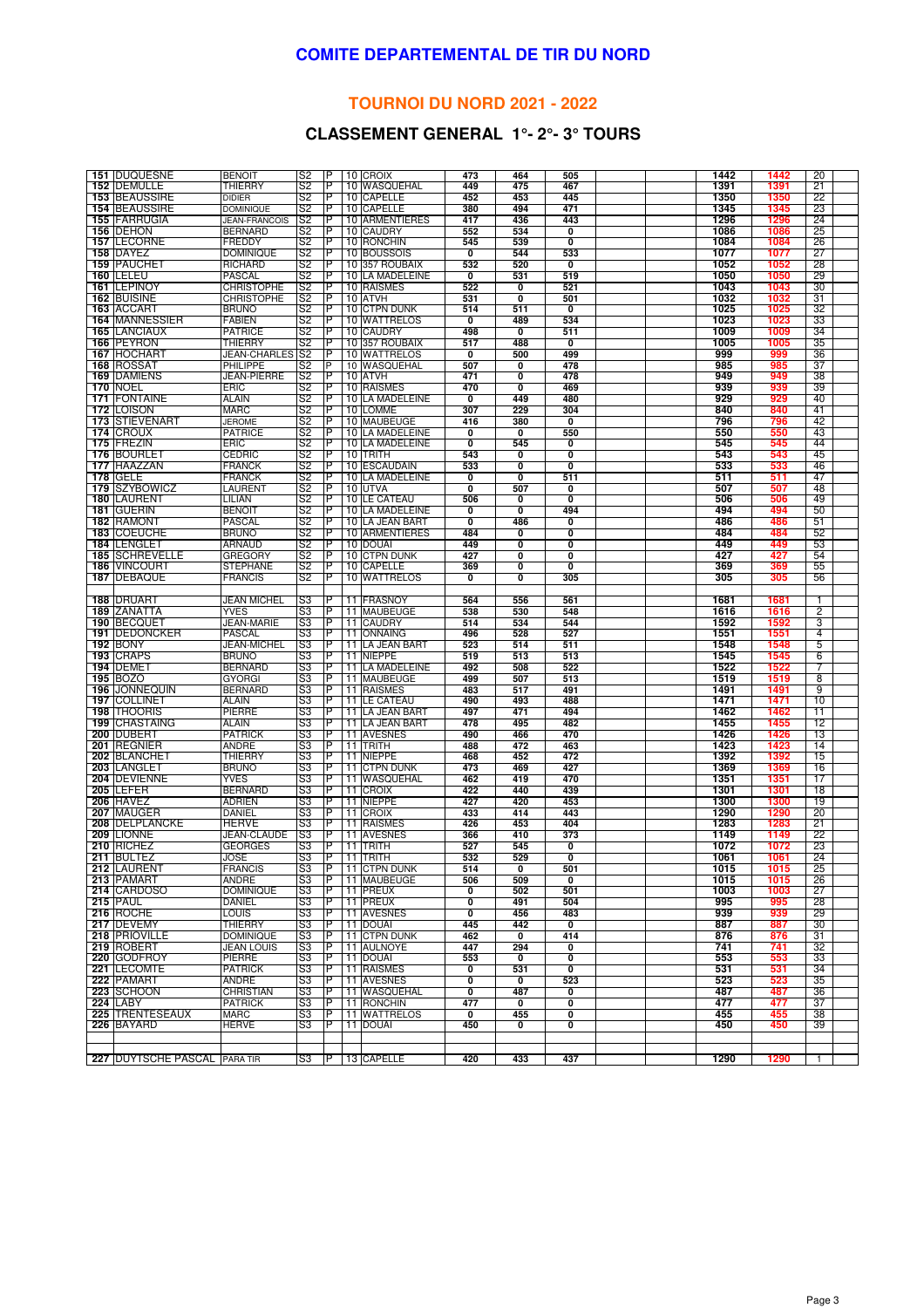# COMITE DEPARTEMENTAL DE TIR DU NORD

## TOURNOI DU NORD 2021 - 2022

## CLASSEMENT GENERAL 1°- 2°- 3° TOURS

| | | | | | | | | | | | | | | |
|---|---|---|---|---|---|---|---|---|---|---|---|---|---|---|
| 151 | DUQUESNE | BENOIT | S2 | P | 10 | CROIX | 473 | 464 | 505 | | | 1442 | 1442 | 20 |
| 152 | DEMULLE | THIERRY | S2 | P | 10 | WASQUEHAL | 449 | 475 | 467 | | | 1391 | 1391 | 21 |
| 153 | BEAUSSIRE | DIDIER | S2 | P | 10 | CAPELLE | 452 | 453 | 445 | | | 1350 | 1350 | 22 |
| 154 | BEAUSSIRE | DOMINIQUE | S2 | P | 10 | CAPELLE | 380 | 494 | 471 | | | 1345 | 1345 | 23 |
| 155 | FARRUGIA | JEAN-FRANCOIS | S2 | P | 10 | ARMENTIERES | 417 | 436 | 443 | | | 1296 | 1296 | 24 |
| 156 | DEHON | BERNARD | S2 | P | 10 | CAUDRY | 552 | 534 | 0 | | | 1086 | 1086 | 25 |
| 157 | LECORNE | FREDDY | S2 | P | 10 | RONCHIN | 545 | 539 | 0 | | | 1084 | 1084 | 26 |
| 158 | DAYEZ | DOMINIQUE | S2 | P | 10 | BOUSSOIS | 0 | 544 | 533 | | | 1077 | 1077 | 27 |
| 159 | PAUCHET | RICHARD | S2 | P | 10 | 357 ROUBAIX | 532 | 520 | 0 | | | 1052 | 1052 | 28 |
| 160 | LELEU | PASCAL | S2 | P | 10 | LA MADELEINE | 0 | 531 | 519 | | | 1050 | 1050 | 29 |
| 161 | LEPINOY | CHRISTOPHE | S2 | P | 10 | RAISMES | 522 | 0 | 521 | | | 1043 | 1043 | 30 |
| 162 | BUISINE | CHRISTOPHE | S2 | P | 10 | ATVH | 531 | 0 | 501 | | | 1032 | 1032 | 31 |
| 163 | ACCART | BRUNO | S2 | P | 10 | CTPN DUNK | 514 | 511 | 0 | | | 1025 | 1025 | 32 |
| 164 | MANNESSIER | FABIEN | S2 | P | 10 | WATTRELOS | 0 | 489 | 534 | | | 1023 | 1023 | 33 |
| 165 | LANCIAUX | PATRICE | S2 | P | 10 | CAUDRY | 498 | 0 | 511 | | | 1009 | 1009 | 34 |
| 166 | PEYRON | THIERRY | S2 | P | 10 | 357 ROUBAIX | 517 | 488 | 0 | | | 1005 | 1005 | 35 |
| 167 | HOCHART | JEAN-CHARLES | S2 | P | 10 | WATTRELOS | 0 | 500 | 499 | | | 999 | 999 | 36 |
| 168 | ROSSAT | PHILIPPE | S2 | P | 10 | WASQUEHAL | 507 | 0 | 478 | | | 985 | 985 | 37 |
| 169 | DAMIENS | JEAN-PIERRE | S2 | P | 10 | ATVH | 471 | 0 | 478 | | | 949 | 949 | 38 |
| 170 | NOEL | ERIC | S2 | P | 10 | RAISMES | 470 | 0 | 469 | | | 939 | 939 | 39 |
| 171 | FONTAINE | ALAIN | S2 | P | 10 | LA MADELEINE | 0 | 449 | 480 | | | 929 | 929 | 40 |
| 172 | LOISON | MARC | S2 | P | 10 | LOMME | 307 | 229 | 304 | | | 840 | 840 | 41 |
| 173 | STIEVENART | JEROME | S2 | P | 10 | MAUBEUGE | 416 | 380 | 0 | | | 796 | 796 | 42 |
| 174 | CROUX | PATRICE | S2 | P | 10 | LA MADELEINE | 0 | 0 | 550 | | | 550 | 550 | 43 |
| 175 | FREZIN | ERIC | S2 | P | 10 | LA MADELEINE | 0 | 545 | 0 | | | 545 | 545 | 44 |
| 176 | BOURLET | CEDRIC | S2 | P | 10 | TRITH | 543 | 0 | 0 | | | 543 | 543 | 45 |
| 177 | HAAZZAN | FRANCK | S2 | P | 10 | ESCAUDAIN | 533 | 0 | 0 | | | 533 | 533 | 46 |
| 178 | GELE | FRANCK | S2 | P | 10 | LA MADELEINE | 0 | 0 | 511 | | | 511 | 511 | 47 |
| 179 | SZYBOWICZ | LAURENT | S2 | P | 10 | UTVA | 0 | 507 | 0 | | | 507 | 507 | 48 |
| 180 | LAURENT | LILIAN | S2 | P | 10 | LE CATEAU | 506 | 0 | 0 | | | 506 | 506 | 49 |
| 181 | GUERIN | BENOIT | S2 | P | 10 | LA MADELEINE | 0 | 0 | 494 | | | 494 | 494 | 50 |
| 182 | RAMONT | PASCAL | S2 | P | 10 | LA JEAN BART | 0 | 486 | 0 | | | 486 | 486 | 51 |
| 183 | COEUCHE | BRUNO | S2 | P | 10 | ARMENTIERES | 484 | 0 | 0 | | | 484 | 484 | 52 |
| 184 | LENGLET | ARNAUD | S2 | P | 10 | DOUAI | 449 | 0 | 0 | | | 449 | 449 | 53 |
| 185 | SCHREVELLE | GREGORY | S2 | P | 10 | CTPN DUNK | 427 | 0 | 0 | | | 427 | 427 | 54 |
| 186 | VINCOURT | STEPHANE | S2 | P | 10 | CAPELLE | 369 | 0 | 0 | | | 369 | 369 | 55 |
| 187 | DEBAQUE | FRANCIS | S2 | P | 10 | WATTRELOS | 0 | 0 | 305 | | | 305 | 305 | 56 |
| | | | | | | | | | | | | | | |
| 188 | DRUART | JEAN MICHEL | S3 | P | 11 | FRASNOY | 564 | 556 | 561 | | | 1681 | 1681 | 1 |
| 189 | ZANATTA | YVES | S3 | P | 11 | MAUBEUGE | 538 | 530 | 548 | | | 1616 | 1616 | 2 |
| 190 | BECQUET | JEAN-MARIE | S3 | P | 11 | CAUDRY | 514 | 534 | 544 | | | 1592 | 1592 | 3 |
| 191 | DEDONCKER | PASCAL | S3 | P | 11 | ONNAING | 496 | 528 | 527 | | | 1551 | 1551 | 4 |
| 192 | BONY | JEAN-MICHEL | S3 | P | 11 | LA JEAN BART | 523 | 514 | 511 | | | 1548 | 1548 | 5 |
| 193 | CRAPS | BRUNO | S3 | P | 11 | NIEPPE | 519 | 513 | 513 | | | 1545 | 1545 | 6 |
| 194 | DEMET | BERNARD | S3 | P | 11 | LA MADELEINE | 492 | 508 | 522 | | | 1522 | 1522 | 7 |
| 195 | BOZO | GYORGI | S3 | P | 11 | MAUBEUGE | 499 | 507 | 513 | | | 1519 | 1519 | 8 |
| 196 | JONNEQUIN | BERNARD | S3 | P | 11 | RAISMES | 483 | 517 | 491 | | | 1491 | 1491 | 9 |
| 197 | COLLINET | ALAIN | S3 | P | 11 | LE CATEAU | 490 | 493 | 488 | | | 1471 | 1471 | 10 |
| 198 | THOORIS | PIERRE | S3 | P | 11 | LA JEAN BART | 497 | 471 | 494 | | | 1462 | 1462 | 11 |
| 199 | CHASTAING | ALAIN | S3 | P | 11 | LA JEAN BART | 478 | 495 | 482 | | | 1455 | 1455 | 12 |
| 200 | DUBERT | PATRICK | S3 | P | 11 | AVESNES | 490 | 466 | 470 | | | 1426 | 1426 | 13 |
| 201 | REGNIER | ANDRE | S3 | P | 11 | TRITH | 488 | 472 | 463 | | | 1423 | 1423 | 14 |
| 202 | BLANCHET | THIERRY | S3 | P | 11 | NIEPPE | 468 | 452 | 472 | | | 1392 | 1392 | 15 |
| 203 | LANGLET | BRUNO | S3 | P | 11 | CTPN DUNK | 473 | 469 | 427 | | | 1369 | 1369 | 16 |
| 204 | DEVIENNE | YVES | S3 | P | 11 | WASQUEHAL | 462 | 419 | 470 | | | 1351 | 1351 | 17 |
| 205 | LEFER | BERNARD | S3 | P | 11 | CROIX | 422 | 440 | 439 | | | 1301 | 1301 | 18 |
| 206 | HAVEZ | ADRIEN | S3 | P | 11 | NIEPPE | 427 | 420 | 453 | | | 1300 | 1300 | 19 |
| 207 | MAUGER | DANIEL | S3 | P | 11 | CROIX | 433 | 414 | 443 | | | 1290 | 1290 | 20 |
| 208 | DELPLANCKE | HERVE | S3 | P | 11 | RAISMES | 426 | 453 | 404 | | | 1283 | 1283 | 21 |
| 209 | LIONNE | JEAN-CLAUDE | S3 | P | 11 | AVESNES | 366 | 410 | 373 | | | 1149 | 1149 | 22 |
| 210 | RICHEZ | GEORGES | S3 | P | 11 | TRITH | 527 | 545 | 0 | | | 1072 | 1072 | 23 |
| 211 | BULTEZ | JOSE | S3 | P | 11 | TRITH | 532 | 529 | 0 | | | 1061 | 1061 | 24 |
| 212 | LAURENT | FRANCIS | S3 | P | 11 | CTPN DUNK | 514 | 0 | 501 | | | 1015 | 1015 | 25 |
| 213 | PAMART | ANDRE | S3 | P | 11 | MAUBEUGE | 506 | 509 | 0 | | | 1015 | 1015 | 26 |
| 214 | CARDOSO | DOMINIQUE | S3 | P | 11 | PREUX | 0 | 502 | 501 | | | 1003 | 1003 | 27 |
| 215 | PAUL | DANIEL | S3 | P | 11 | PREUX | 0 | 491 | 504 | | | 995 | 995 | 28 |
| 216 | ROCHE | LOUIS | S3 | P | 11 | AVESNES | 0 | 456 | 483 | | | 939 | 939 | 29 |
| 217 | DEVEMY | THIERRY | S3 | P | 11 | DOUAI | 445 | 442 | 0 | | | 887 | 887 | 30 |
| 218 | PRIOVILLE | DOMINIQUE | S3 | P | 11 | CTPN DUNK | 462 | 0 | 414 | | | 876 | 876 | 31 |
| 219 | ROBERT | JEAN LOUIS | S3 | P | 11 | AULNOYE | 447 | 294 | 0 | | | 741 | 741 | 32 |
| 220 | GODFROY | PIERRE | S3 | P | 11 | DOUAI | 553 | 0 | 0 | | | 553 | 553 | 33 |
| 221 | LECOMTE | PATRICK | S3 | P | 11 | RAISMES | 0 | 531 | 0 | | | 531 | 531 | 34 |
| 222 | PAMART | ANDRE | S3 | P | 11 | AVESNES | 0 | 0 | 523 | | | 523 | 523 | 35 |
| 223 | SCHOON | CHRISTIAN | S3 | P | 11 | WASQUEHAL | 0 | 487 | 0 | | | 487 | 487 | 36 |
| 224 | LABY | PATRICK | S3 | P | 11 | RONCHIN | 477 | 0 | 0 | | | 477 | 477 | 37 |
| 225 | TRENTESEAUX | MARC | S3 | P | 11 | WATTRELOS | 0 | 455 | 0 | | | 455 | 455 | 38 |
| 226 | BAYARD | HERVE | S3 | P | 11 | DOUAI | 450 | 0 | 0 | | | 450 | 450 | 39 |
| | | | | | | | | | | | | | | |
| 227 | DUYTSCHE PASCAL | PARA TIR | S3 | P | 13 | CAPELLE | 420 | 433 | 437 | | | 1290 | 1290 | 1 |